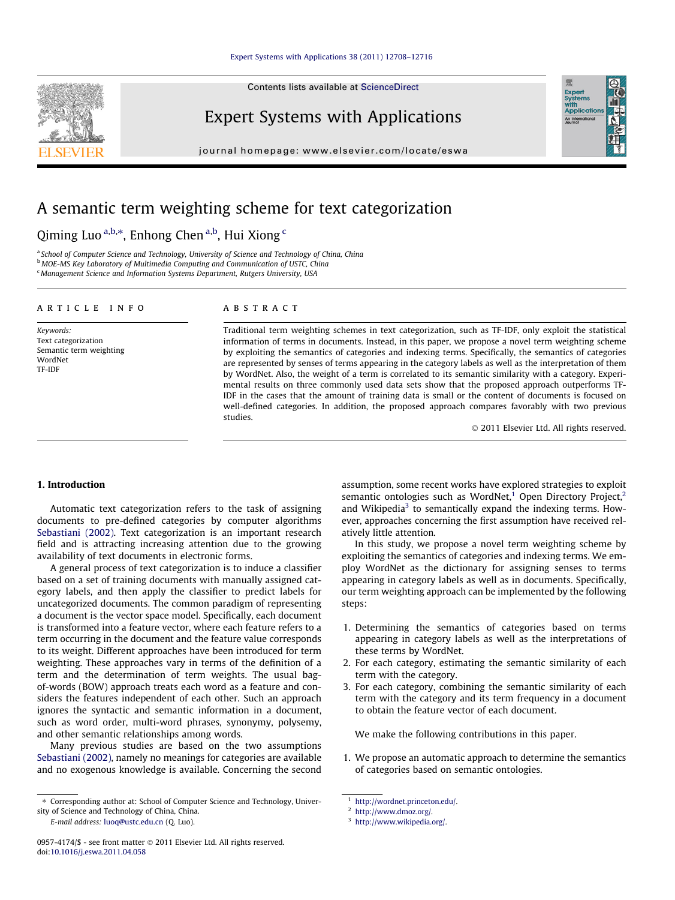# A semantic term weighting scheme for text categorization

Qiming Luo [a,b,*], Enhong Chen [a,b], Hui Xiong [c]

[a] School of Computer Science and Technology, University of Science and Technology of China, China
[b] MOE-MS Key Laboratory of Multimedia Computing and Communication of USTC, China
[c] Management Science and Information Systems Department, Rutgers University, USA

## ARTICLE INFO

*Keywords:*
Text categorization
Semantic term weighting
WordNet
TF-IDF

## ABSTRACT

Traditional term weighting schemes in text categorization, such as TF-IDF, only exploit the statistical information of terms in documents. Instead, in this paper, we propose a novel term weighting scheme by exploiting the semantics of categories and indexing terms. Specifically, the semantics of categories are represented by senses of terms appearing in the category labels as well as the interpretation of them by WordNet. Also, the weight of a term is correlated to its semantic similarity with a category. Experimental results on three commonly used data sets show that the proposed approach outperforms TF-IDF in the cases that the amount of training data is small or the content of documents is focused on well-defined categories. In addition, the proposed approach compares favorably with two previous studies.

© 2011 Elsevier Ltd. All rights reserved.

## 1. Introduction

Automatic text categorization refers to the task of assigning documents to pre-defined categories by computer algorithms Sebastiani (2002). Text categorization is an important research field and is attracting increasing attention due to the growing availability of text documents in electronic forms.

A general process of text categorization is to induce a classifier based on a set of training documents with manually assigned category labels, and then apply the classifier to predict labels for uncategorized documents. The common paradigm of representing a document is the vector space model. Specifically, each document is transformed into a feature vector, where each feature refers to a term occurring in the document and the feature value corresponds to its weight. Different approaches have been introduced for term weighting. These approaches vary in terms of the definition of a term and the determination of term weights. The usual bag-of-words (BOW) approach treats each word as a feature and considers the features independent of each other. Such an approach ignores the syntactic and semantic information in a document, such as word order, multi-word phrases, synonymy, polysemy, and other semantic relationships among words.

Many previous studies are based on the two assumptions Sebastiani (2002), namely no meanings for categories are available and no exogenous knowledge is available. Concerning the second assumption, some recent works have explored strategies to exploit semantic ontologies such as WordNet,[1] Open Directory Project,[2] and Wikipedia[3] to semantically expand the indexing terms. However, approaches concerning the first assumption have received relatively little attention.

In this study, we propose a novel term weighting scheme by exploiting the semantics of categories and indexing terms. We employ WordNet as the dictionary for assigning senses to terms appearing in category labels as well as in documents. Specifically, our term weighting approach can be implemented by the following steps:

1. Determining the semantics of categories based on terms appearing in category labels as well as the interpretations of these terms by WordNet.
2. For each category, estimating the semantic similarity of each term with the category.
3. For each category, combining the semantic similarity of each term with the category and its term frequency in a document to obtain the feature vector of each document.

We make the following contributions in this paper.

1. We propose an automatic approach to determine the semantics of categories based on semantic ontologies.

---

* Corresponding author at: School of Computer Science and Technology, University of Science and Technology of China, China.
E-mail address: luoq@ustc.edu.cn (Q. Luo).

[1] http://wordnet.princeton.edu/.
[2] http://www.dmoz.org/.
[3] http://www.wikipedia.org/.

0957-4174/$ - see front matter © 2011 Elsevier Ltd. All rights reserved.
doi:10.1016/j.eswa.2011.04.058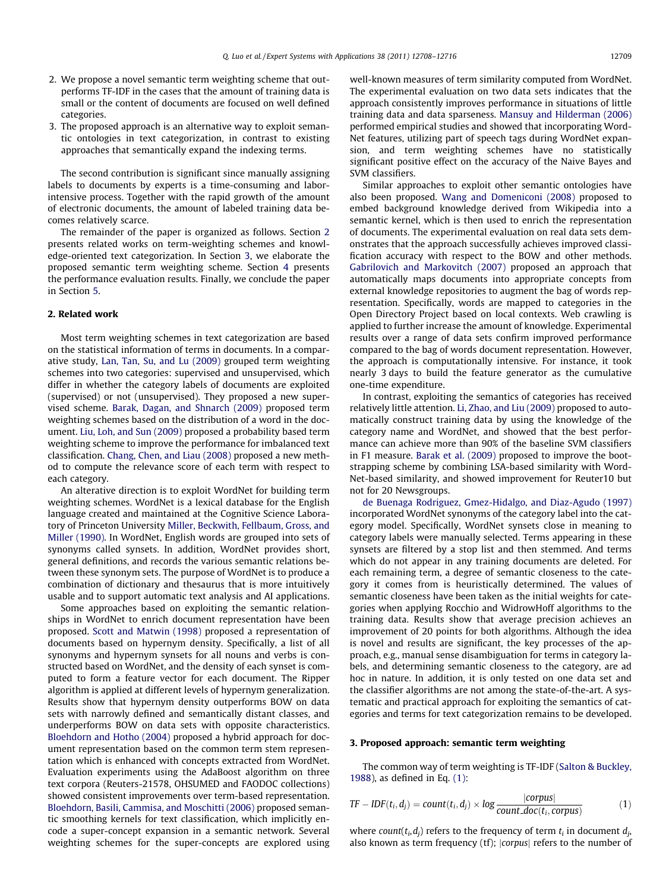2. We propose a novel semantic term weighting scheme that outperforms TF-IDF in the cases that the amount of training data is small or the content of documents are focused on well defined categories.
3. The proposed approach is an alternative way to exploit semantic ontologies in text categorization, in contrast to existing approaches that semantically expand the indexing terms.

The second contribution is significant since manually assigning labels to documents by experts is a time-consuming and labor-intensive process. Together with the rapid growth of the amount of electronic documents, the amount of labeled training data becomes relatively scarce.

The remainder of the paper is organized as follows. Section 2 presents related works on term-weighting schemes and knowledge-oriented text categorization. In Section 3, we elaborate the proposed semantic term weighting scheme. Section 4 presents the performance evaluation results. Finally, we conclude the paper in Section 5.

## 2. Related work

Most term weighting schemes in text categorization are based on the statistical information of terms in documents. In a comparative study, Lan, Tan, Su, and Lu (2009) grouped term weighting schemes into two categories: supervised and unsupervised, which differ in whether the category labels of documents are exploited (supervised) or not (unsupervised). They proposed a new supervised scheme. Barak, Dagan, and Shnarch (2009) proposed term weighting schemes based on the distribution of a word in the document. Liu, Loh, and Sun (2009) proposed a probability based term weighting scheme to improve the performance for imbalanced text classification. Chang, Chen, and Liau (2008) proposed a new method to compute the relevance score of each term with respect to each category.

An alterative direction is to exploit WordNet for building term weighting schemes. WordNet is a lexical database for the English language created and maintained at the Cognitive Science Laboratory of Princeton University Miller, Beckwith, Fellbaum, Gross, and Miller (1990). In WordNet, English words are grouped into sets of synonyms called synsets. In addition, WordNet provides short, general definitions, and records the various semantic relations between these synonym sets. The purpose of WordNet is to produce a combination of dictionary and thesaurus that is more intuitively usable and to support automatic text analysis and AI applications.

Some approaches based on exploiting the semantic relationships in WordNet to enrich document representation have been proposed. Scott and Matwin (1998) proposed a representation of documents based on hypernym density. Specifically, a list of all synonyms and hypernym synsets for all nouns and verbs is constructed based on WordNet, and the density of each synset is computed to form a feature vector for each document. The Ripper algorithm is applied at different levels of hypernym generalization. Results show that hypernym density outperforms BOW on data sets with narrowly defined and semantically distant classes, and underperforms BOW on data sets with opposite characteristics. Bloehdorn and Hotho (2004) proposed a hybrid approach for document representation based on the common term stem representation which is enhanced with concepts extracted from WordNet. Evaluation experiments using the AdaBoost algorithm on three text corpora (Reuters-21578, OHSUMED and FAODOC collections) showed consistent improvements over term-based representation. Bloehdorn, Basili, Cammisa, and Moschitti (2006) proposed semantic smoothing kernels for text classification, which implicitly encode a super-concept expansion in a semantic network. Several weighting schemes for the super-concepts are explored using well-known measures of term similarity computed from WordNet. The experimental evaluation on two data sets indicates that the approach consistently improves performance in situations of little training data and data sparseness. Mansuy and Hilderman (2006) performed empirical studies and showed that incorporating WordNet features, utilizing part of speech tags during WordNet expansion, and term weighting schemes have no statistically significant positive effect on the accuracy of the Naive Bayes and SVM classifiers.

Similar approaches to exploit other semantic ontologies have also been proposed. Wang and Domeniconi (2008) proposed to embed background knowledge derived from Wikipedia into a semantic kernel, which is then used to enrich the representation of documents. The experimental evaluation on real data sets demonstrates that the approach successfully achieves improved classification accuracy with respect to the BOW and other methods. Gabrilovich and Markovitch (2007) proposed an approach that automatically maps documents into appropriate concepts from external knowledge repositories to augment the bag of words representation. Specifically, words are mapped to categories in the Open Directory Project based on local contexts. Web crawling is applied to further increase the amount of knowledge. Experimental results over a range of data sets confirm improved performance compared to the bag of words document representation. However, the approach is computationally intensive. For instance, it took nearly 3 days to build the feature generator as the cumulative one-time expenditure.

In contrast, exploiting the semantics of categories has received relatively little attention. Li, Zhao, and Liu (2009) proposed to automatically construct training data by using the knowledge of the category name and WordNet, and showed that the best performance can achieve more than 90% of the baseline SVM classifiers in F1 measure. Barak et al. (2009) proposed to improve the bootstrapping scheme by combining LSA-based similarity with WordNet-based similarity, and showed improvement for Reuter10 but not for 20 Newsgroups.

de Buenaga Rodriguez, Gmez-Hidalgo, and Diaz-Agudo (1997) incorporated WordNet synonyms of the category label into the category model. Specifically, WordNet synsets close in meaning to category labels were manually selected. Terms appearing in these synsets are filtered by a stop list and then stemmed. And terms which do not appear in any training documents are deleted. For each remaining term, a degree of semantic closeness to the category it comes from is heuristically determined. The values of semantic closeness have been taken as the initial weights for categories when applying Rocchio and WidrowHoff algorithms to the training data. Results show that average precision achieves an improvement of 20 points for both algorithms. Although the idea is novel and results are significant, the key processes of the approach, e.g., manual sense disambiguation for terms in category labels, and determining semantic closeness to the category, are ad hoc in nature. In addition, it is only tested on one data set and the classifier algorithms are not among the state-of-the-art. A systematic and practical approach for exploiting the semantics of categories and terms for text categorization remains to be developed.

## 3. Proposed approach: semantic term weighting

The common way of term weighting is TF-IDF (Salton & Buckley, 1988), as defined in Eq. (1):

$$TF-IDF(t_i, d_j) = count(t_i, d_j) \times log\frac{|corpus|}{count\_doc(t_i, corpus)} \tag{1}$$

where $count(t_i, d_j)$ refers to the frequency of term $t_i$ in document $d_j$, also known as term frequency (tf); $|corpus|$ refers to the number of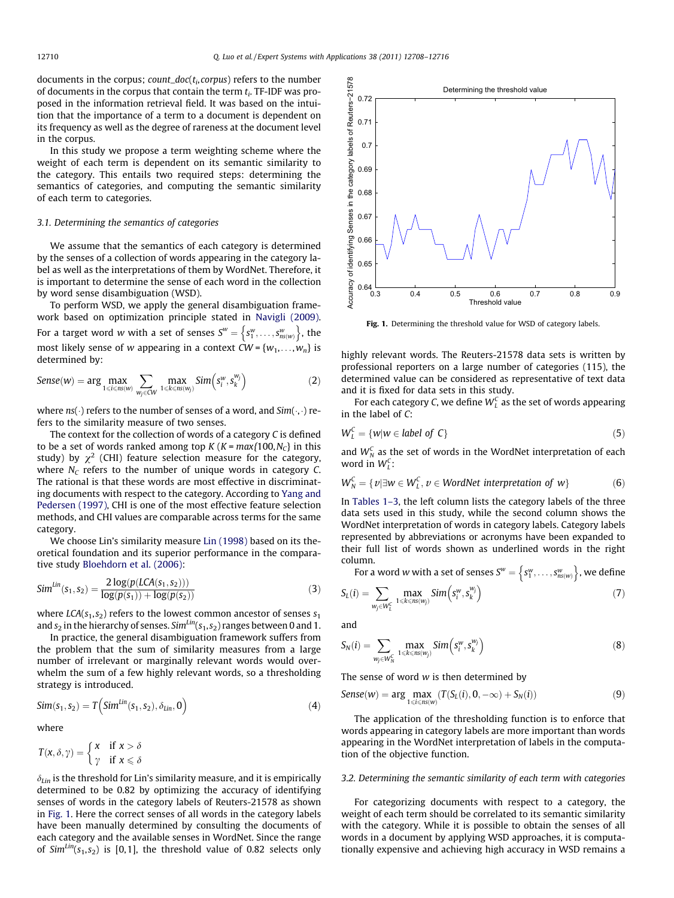documents in the corpus; $count\_doc(t_i, corpus)$ refers to the number of documents in the corpus that contain the term $t_i$. TF-IDF was proposed in the information retrieval field. It was based on the intuition that the importance of a term to a document is dependent on its frequency as well as the degree of rareness at the document level in the corpus.

In this study we propose a term weighting scheme where the weight of each term is dependent on its semantic similarity to the category. This entails two required steps: determining the semantics of categories, and computing the semantic similarity of each term to categories.

### 3.1. Determining the semantics of categories

We assume that the semantics of each category is determined by the senses of a collection of words appearing in the category label as well as the interpretations of them by WordNet. Therefore, it is important to determine the sense of each word in the collection by word sense disambiguation (WSD).

To perform WSD, we apply the general disambiguation framework based on optimization principle stated in Navigli (2009). For a target word $w$ with a set of senses $S^w = \left\{s_1^w, \ldots, s_{ns(w)}^w\right\}$, the most likely sense of $w$ appearing in a context $CW = \{w_1, \ldots, w_n\}$ is determined by:

$$Sense(w) = \arg \max_{1 \leqslant i \leqslant ns(w)} \sum_{w_j \in CW} \max_{1 \leqslant k \leqslant ns(w_j)} Sim\left(s_i^w, s_k^{w_j}\right) \tag{2}$$

where $ns(\cdot)$ refers to the number of senses of a word, and $Sim(\cdot,\cdot)$ refers to the similarity measure of two senses.

The context for the collection of words of a category $C$ is defined to be a set of words ranked among top $K$ ($K = max\{100, N_C\}$ in this study) by $\chi^2$ (CHI) feature selection measure for the category, where $N_C$ refers to the number of unique words in category $C$. The rational is that these words are most effective in discriminating documents with respect to the category. According to Yang and Pedersen (1997), CHI is one of the most effective feature selection methods, and CHI values are comparable across terms for the same category.

We choose Lin's similarity measure Lin (1998) based on its theoretical foundation and its superior performance in the comparative study Bloehdorn et al. (2006):

$$Sim^{Lin}(s_1, s_2) = \frac{2\log(p(LCA(s_1, s_2)))}{\log(p(s_1)) + \log(p(s_2))} \tag{3}$$

where $LCA(s_1, s_2)$ refers to the lowest common ancestor of senses $s_1$ and $s_2$ in the hierarchy of senses. $Sim^{Lin}(s_1, s_2)$ ranges between 0 and 1.

In practice, the general disambiguation framework suffers from the problem that the sum of similarity measures from a large number of irrelevant or marginally relevant words would overwhelm the sum of a few highly relevant words, so a thresholding strategy is introduced.

$$Sim(s_1, s_2) = T\left(Sim^{Lin}(s_1, s_2), \delta_{Lin}, 0\right) \tag{4}$$

where

$$T(x, \delta, \gamma) = \begin{cases} x & \text{if } x > \delta \\ \gamma & \text{if } x \leqslant \delta \end{cases}$$

$\delta_{Lin}$ is the threshold for Lin's similarity measure, and it is empirically determined to be 0.82 by optimizing the accuracy of identifying senses of words in the category labels of Reuters-21578 as shown in Fig. 1. Here the correct senses of all words in the category labels have been manually determined by consulting the documents of each category and the available senses in WordNet. Since the range of $Sim^{Lin}(s_1, s_2)$ is [0,1], the threshold value of 0.82 selects only highly relevant words. The Reuters-21578 data sets is written by professional reporters on a large number of categories (115), the determined value can be considered as representative of text data and it is fixed for data sets in this study.

**Fig. 1.** Determining the threshold value for WSD of category labels.

For each category $C$, we define $W_L^C$ as the set of words appearing in the label of $C$:

$$W_L^C = \{w | w \in label\ of\ C\} \tag{5}$$

and $W_N^C$ as the set of words in the WordNet interpretation of each word in $W_L^C$:

$$W_N^C = \{v | \exists w \in W_L^C,\ v \in WordNet\ interpretation\ of\ w\} \tag{6}$$

In Tables 1–3, the left column lists the category labels of the three data sets used in this study, while the second column shows the WordNet interpretation of words in category labels. Category labels represented by abbreviations or acronyms have been expanded to their full list of words shown as underlined words in the right column.

For a word $w$ with a set of senses $S^w = \left\{s_1^w, \ldots, s_{ns(w)}^w\right\}$, we define

$$S_L(i) = \sum_{w_j \in W_L^C} \max_{1 \leqslant k \leqslant ns(w_j)} Sim\left(s_i^w, s_k^{w_j}\right) \tag{7}$$

and

$$S_N(i) = \sum_{w_j \in W_N^C} \max_{1 \leqslant k \leqslant ns(w_j)} Sim\left(s_i^w, s_k^{w_j}\right) \tag{8}$$

The sense of word $w$ is then determined by

$$Sense(w) = \arg \max_{1 \leqslant i \leqslant ns(w)} (T(S_L(i), 0, -\infty) + S_N(i)) \tag{9}$$

The application of the thresholding function is to enforce that words appearing in category labels are more important than words appearing in the WordNet interpretation of labels in the computation of the objective function.

### 3.2. Determining the semantic similarity of each term with categories

For categorizing documents with respect to a category, the weight of each term should be correlated to its semantic similarity with the category. While it is possible to obtain the senses of all words in a document by applying WSD approaches, it is computationally expensive and achieving high accuracy in WSD remains a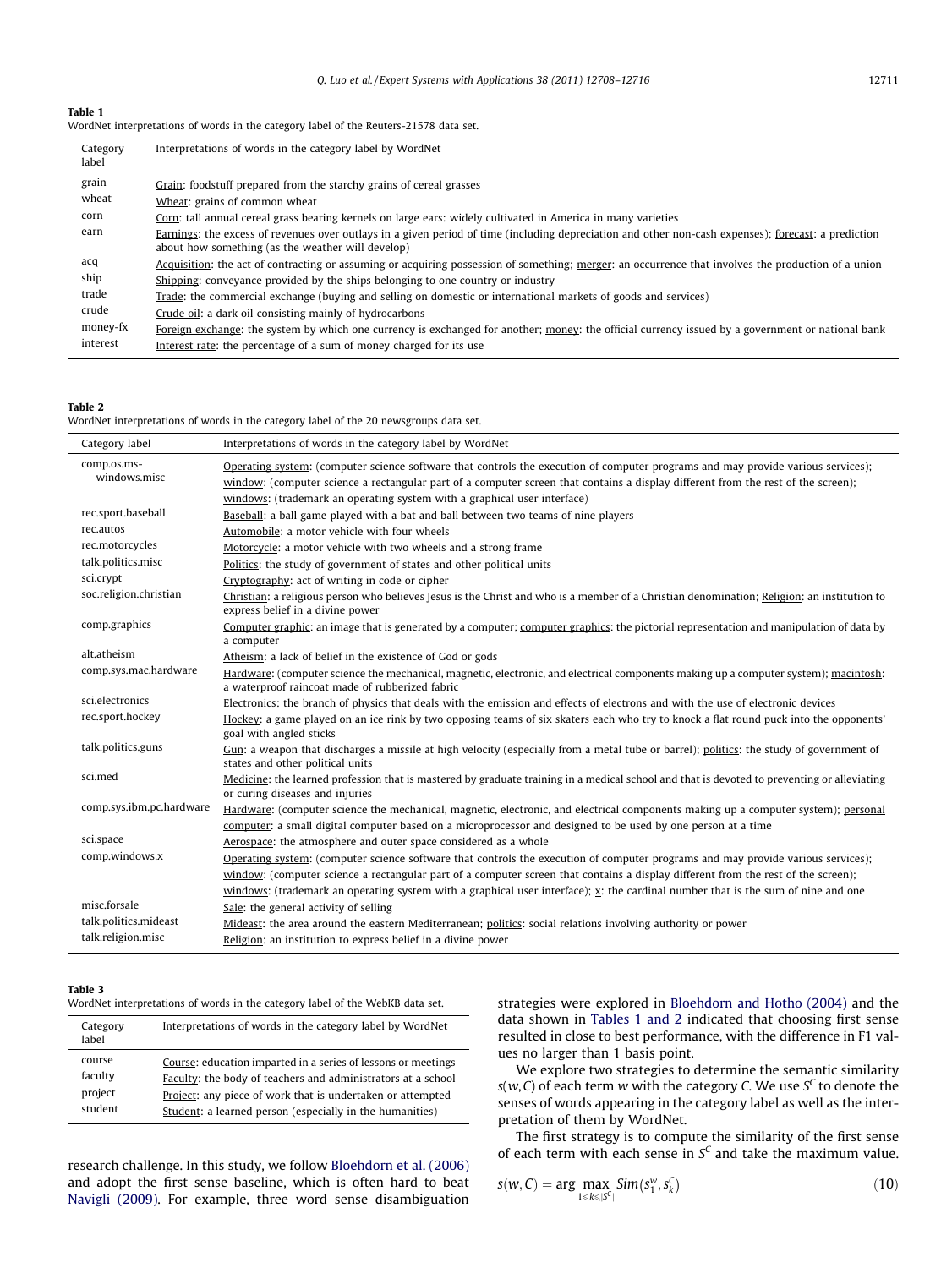**Table 1**
WordNet interpretations of words in the category label of the Reuters-21578 data set.

| Category label | Interpretations of words in the category label by WordNet |
|---|---|
| grain | Grain: foodstuff prepared from the starchy grains of cereal grasses |
| wheat | Wheat: grains of common wheat |
| corn | Corn: tall annual cereal grass bearing kernels on large ears: widely cultivated in America in many varieties |
| earn | Earnings: the excess of revenues over outlays in a given period of time (including depreciation and other non-cash expenses); forecast: a prediction about how something (as the weather will develop) |
| acq | Acquisition: the act of contracting or assuming or acquiring possession of something; merger: an occurrence that involves the production of a union |
| ship | Shipping: conveyance provided by the ships belonging to one country or industry |
| trade | Trade: the commercial exchange (buying and selling on domestic or international markets of goods and services) |
| crude | Crude oil: a dark oil consisting mainly of hydrocarbons |
| money-fx | Foreign exchange: the system by which one currency is exchanged for another; money: the official currency issued by a government or national bank |
| interest | Interest rate: the percentage of a sum of money charged for its use |

**Table 2**
WordNet interpretations of words in the category label of the 20 newsgroups data set.

| Category label | Interpretations of words in the category label by WordNet |
|---|---|
| comp.os.ms-windows.misc | Operating system: (computer science software that controls the execution of computer programs and may provide various services); window: (computer science a rectangular part of a computer screen that contains a display different from the rest of the screen); windows: (trademark an operating system with a graphical user interface) |
| rec.sport.baseball | Baseball: a ball game played with a bat and ball between two teams of nine players |
| rec.autos | Automobile: a motor vehicle with four wheels |
| rec.motorcycles | Motorcycle: a motor vehicle with two wheels and a strong frame |
| talk.politics.misc | Politics: the study of government of states and other political units |
| sci.crypt | Cryptography: act of writing in code or cipher |
| soc.religion.christian | Christian: a religious person who believes Jesus is the Christ and who is a member of a Christian denomination; Religion: an institution to express belief in a divine power |
| comp.graphics | Computer graphic: an image that is generated by a computer; computer graphics: the pictorial representation and manipulation of data by a computer |
| alt.atheism | Atheism: a lack of belief in the existence of God or gods |
| comp.sys.mac.hardware | Hardware: (computer science the mechanical, magnetic, electronic, and electrical components making up a computer system); macintosh: a waterproof raincoat made of rubberized fabric |
| sci.electronics | Electronics: the branch of physics that deals with the emission and effects of electrons and with the use of electronic devices |
| rec.sport.hockey | Hockey: a game played on an ice rink by two opposing teams of six skaters each who try to knock a flat round puck into the opponents' goal with angled sticks |
| talk.politics.guns | Gun: a weapon that discharges a missile at high velocity (especially from a metal tube or barrel); politics: the study of government of states and other political units |
| sci.med | Medicine: the learned profession that is mastered by graduate training in a medical school and that is devoted to preventing or alleviating or curing diseases and injuries |
| comp.sys.ibm.pc.hardware | Hardware: (computer science the mechanical, magnetic, electronic, and electrical components making up a computer system); personal computer: a small digital computer based on a microprocessor and designed to be used by one person at a time |
| sci.space | Aerospace: the atmosphere and outer space considered as a whole |
| comp.windows.x | Operating system: (computer science software that controls the execution of computer programs and may provide various services); window: (computer science a rectangular part of a computer screen that contains a display different from the rest of the screen); windows: (trademark an operating system with a graphical user interface); x: the cardinal number that is the sum of nine and one |
| misc.forsale | Sale: the general activity of selling |
| talk.politics.mideast | Mideast: the area around the eastern Mediterranean; politics: social relations involving authority or power |
| talk.religion.misc | Religion: an institution to express belief in a divine power |

**Table 3**
WordNet interpretations of words in the category label of the WebKB data set.

| Category label | Interpretations of words in the category label by WordNet |
|---|---|
| course | Course: education imparted in a series of lessons or meetings |
| faculty | Faculty: the body of teachers and administrators at a school |
| project | Project: any piece of work that is undertaken or attempted |
| student | Student: a learned person (especially in the humanities) |

research challenge. In this study, we follow Bloehdorn et al. (2006) and adopt the first sense baseline, which is often hard to beat Navigli (2009). For example, three word sense disambiguation strategies were explored in Bloehdorn and Hotho (2004) and the data shown in Tables 1 and 2 indicated that choosing first sense resulted in close to best performance, with the difference in F1 values no larger than 1 basis point.

We explore two strategies to determine the semantic similarity $s(w, C)$ of each term $w$ with the category $C$. We use $S^C$ to denote the senses of words appearing in the category label as well as the interpretation of them by WordNet.

The first strategy is to compute the similarity of the first sense of each term with each sense in $S^C$ and take the maximum value.

$$s(w, C) = \arg \max_{1 \leqslant k \leqslant |S^C|} Sim(s_1^w, s_k^C) \tag{10}$$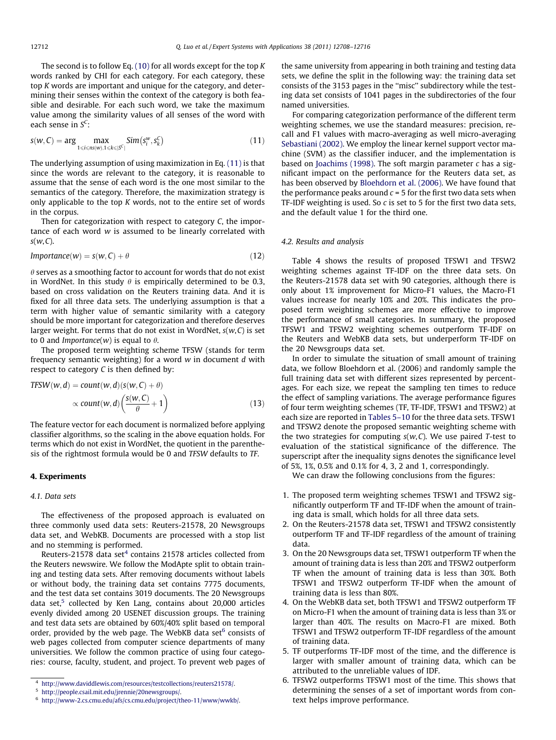The second is to follow Eq. (10) for all words except for the top $K$ words ranked by CHI for each category. For each category, these top $K$ words are important and unique for the category, and determining their senses within the context of the category is both feasible and desirable. For each such word, we take the maximum value among the similarity values of all senses of the word with each sense in $S^C$:

$$s(w,C) = \arg \max_{1 \leqslant i \leqslant ns(w), 1 \leqslant k \leqslant |S^C|} Sim(s_i^w, s_k^C) \tag{11}$$

The underlying assumption of using maximization in Eq. (11) is that since the words are relevant to the category, it is reasonable to assume that the sense of each word is the one most similar to the semantics of the category. Therefore, the maximization strategy is only applicable to the top $K$ words, not to the entire set of words in the corpus.

Then for categorization with respect to category $C$, the importance of each word $w$ is assumed to be linearly correlated with $s(w,C)$.

$$Importance(w) = s(w,C) + \theta \tag{12}$$

$\theta$ serves as a smoothing factor to account for words that do not exist in WordNet. In this study $\theta$ is empirically determined to be 0.3, based on cross validation on the Reuters training data. And it is fixed for all three data sets. The underlying assumption is that a term with higher value of semantic similarity with a category should be more important for categorization and therefore deserves larger weight. For terms that do not exist in WordNet, $s(w,C)$ is set to 0 and $Importance(w)$ is equal to $\theta$.

The proposed term weighting scheme TFSW (stands for term frequency semantic weighting) for a word $w$ in document $d$ with respect to category $C$ is then defined by:

$$\begin{aligned} TFSW(w,d) &= count(w,d)(s(w,C) + \theta) \\ &\propto count(w,d)\left(\frac{s(w,C)}{\theta} + 1\right) \end{aligned} \tag{13}$$

The feature vector for each document is normalized before applying classifier algorithms, so the scaling in the above equation holds. For terms which do not exist in WordNet, the quotient in the parenthesis of the rightmost formula would be 0 and $TFSW$ defaults to $TF$.

## 4. Experiments

### 4.1. Data sets

The effectiveness of the proposed approach is evaluated on three commonly used data sets: Reuters-21578, 20 Newsgroups data set, and WebKB. Documents are processed with a stop list and no stemming is performed.

Reuters-21578 data set[4] contains 21578 articles collected from the Reuters newswire. We follow the ModApte split to obtain training and testing data sets. After removing documents without labels or without body, the training data set contains 7775 documents, and the test data set contains 3019 documents. The 20 Newsgroups data set,[5] collected by Ken Lang, contains about 20,000 articles evenly divided among 20 USENET discussion groups. The training and test data sets are obtained by 60%/40% split based on temporal order, provided by the web page. The WebKB data set[6] consists of web pages collected from computer science departments of many universities. We follow the common practice of using four categories: course, faculty, student, and project. To prevent web pages of the same university from appearing in both training and testing data sets, we define the split in the following way: the training data set consists of the 3153 pages in the "misc" subdirectory while the testing data set consists of 1041 pages in the subdirectories of the four named universities.

For comparing categorization performance of the different term weighting schemes, we use the standard measures: precision, recall and F1 values with macro-averaging as well micro-averaging Sebastiani (2002). We employ the linear kernel support vector machine (SVM) as the classifier inducer, and the implementation is based on Joachims (1998). The soft margin parameter $c$ has a significant impact on the performance for the Reuters data set, as has been observed by Bloehdorn et al. (2006). We have found that the performance peaks around $c = 5$ for the first two data sets when TF-IDF weighting is used. So $c$ is set to 5 for the first two data sets, and the default value 1 for the third one.

### 4.2. Results and analysis

Table 4 shows the results of proposed TFSW1 and TFSW2 weighting schemes against TF-IDF on the three data sets. On the Reuters-21578 data set with 90 categories, although there is only about 1% improvement for Micro-F1 values, the Macro-F1 values increase for nearly 10% and 20%. This indicates the proposed term weighting schemes are more effective to improve the performance of small categories. In summary, the proposed TFSW1 and TFSW2 weighting schemes outperform TF-IDF on the Reuters and WebKB data sets, but underperform TF-IDF on the 20 Newsgroups data set.

In order to simulate the situation of small amount of training data, we follow Bloehdorn et al. (2006) and randomly sample the full training data set with different sizes represented by percentages. For each size, we repeat the sampling ten times to reduce the effect of sampling variations. The average performance figures of four term weighting schemes (TF, TF-IDF, TFSW1 and TFSW2) at each size are reported in Tables 5–10 for the three data sets. TFSW1 and TFSW2 denote the proposed semantic weighting scheme with the two strategies for computing $s(w,C)$. We use paired $T$-test to evaluation of the statistical significance of the difference. The superscript after the inequality signs denotes the significance level of 5%, 1%, 0.5% and 0.1% for 4, 3, 2 and 1, correspondingly.

We can draw the following conclusions from the figures:

1. The proposed term weighting schemes TFSW1 and TFSW2 significantly outperform TF and TF-IDF when the amount of training data is small, which holds for all three data sets.
2. On the Reuters-21578 data set, TFSW1 and TFSW2 consistently outperform TF and TF-IDF regardless of the amount of training data.
3. On the 20 Newsgroups data set, TFSW1 outperform TF when the amount of training data is less than 20% and TFSW2 outperform TF when the amount of training data is less than 30%. Both TFSW1 and TFSW2 outperform TF-IDF when the amount of training data is less than 80%.
4. On the WebKB data set, both TFSW1 and TFSW2 outperform TF on Micro-F1 when the amount of training data is less than 3% or larger than 40%. The results on Macro-F1 are mixed. Both TFSW1 and TFSW2 outperform TF-IDF regardless of the amount of training data.
5. TF outperforms TF-IDF most of the time, and the difference is larger with smaller amount of training data, which can be attributed to the unreliable values of IDF.
6. TFSW2 outperforms TFSW1 most of the time. This shows that determining the senses of a set of important words from context helps improve performance.

[4] http://www.daviddlewis.com/resources/testcollections/reuters21578/.

[5] http://people.csail.mit.edu/jrennie/20newsgroups/.

[6] http://www-2.cs.cmu.edu/afs/cs.cmu.edu/project/theo-11/www/wwkb/.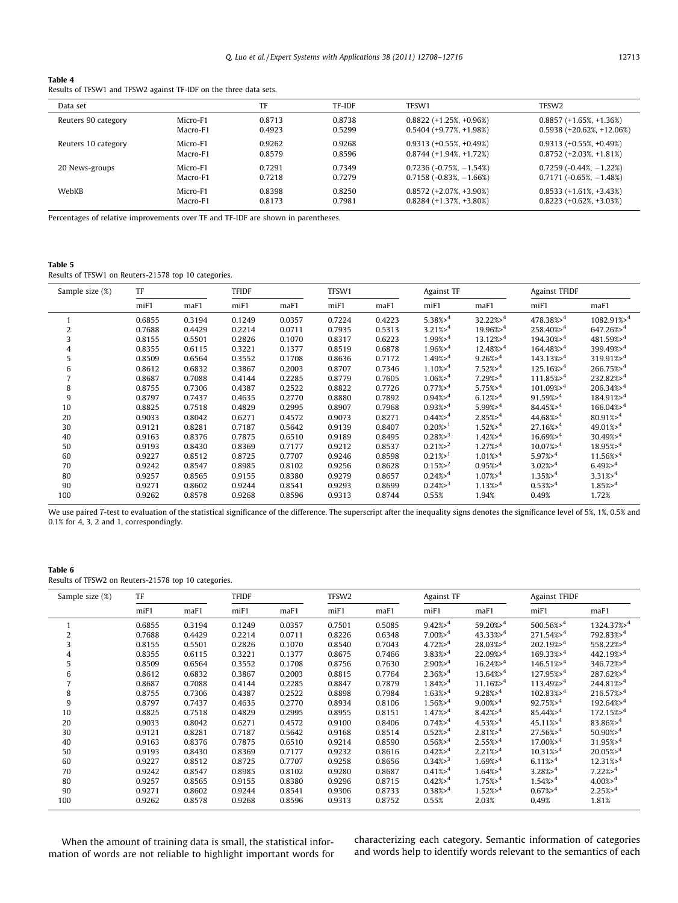**Table 4**
Results of TFSW1 and TFSW2 against TF-IDF on the three data sets.

| Data set | | TF | TF-IDF | TFSW1 | TFSW2 |
|---|---|---|---|---|---|
| Reuters 90 category | Micro-F1 | 0.8713 | 0.8738 | 0.8822 (+1.25%, +0.96%) | 0.8857 (+1.65%, +1.36%) |
| | Macro-F1 | 0.4923 | 0.5299 | 0.5404 (+9.77%, +1.98%) | 0.5938 (+20.62%, +12.06%) |
| Reuters 10 category | Micro-F1 | 0.9262 | 0.9268 | 0.9313 (+0.55%, +0.49%) | 0.9313 (+0.55%, +0.49%) |
| | Macro-F1 | 0.8579 | 0.8596 | 0.8744 (+1.94%, +1.72%) | 0.8752 (+2.03%, +1.81%) |
| 20 News-groups | Micro-F1 | 0.7291 | 0.7349 | 0.7236 (-0.75%, −1.54%) | 0.7259 (-0.44%, −1.22%) |
| | Macro-F1 | 0.7218 | 0.7279 | 0.7158 (-0.83%, −1.66%) | 0.7171 (-0.65%, −1.48%) |
| WebKB | Micro-F1 | 0.8398 | 0.8250 | 0.8572 (+2.07%, +3.90%) | 0.8533 (+1.61%, +3.43%) |
| | Macro-F1 | 0.8173 | 0.7981 | 0.8284 (+1.37%, +3.80%) | 0.8223 (+0.62%, +3.03%) |

Percentages of relative improvements over TF and TF-IDF are shown in parentheses.

**Table 5**
Results of TFSW1 on Reuters-21578 top 10 categories.

| Sample size (%) | TF | | TFIDF | | TFSW1 | | Against TF | | Against TFIDF | |
|---|---|---|---|---|---|---|---|---|---|---|
| | miF1 | maF1 | miF1 | maF1 | miF1 | maF1 | miF1 | maF1 | miF1 | maF1 |
| 1 | 0.6855 | 0.3194 | 0.1249 | 0.0357 | 0.7224 | 0.4223 | 5.38%>[4] | 32.22%>[4] | 478.38%>[4] | 1082.91%>[4] |
| 2 | 0.7688 | 0.4429 | 0.2214 | 0.0711 | 0.7935 | 0.5313 | 3.21%>[4] | 19.96%>[4] | 258.40%>[4] | 647.26%>[4] |
| 3 | 0.8155 | 0.5501 | 0.2826 | 0.1070 | 0.8317 | 0.6223 | 1.99%>[4] | 13.12%>[4] | 194.30%>[4] | 481.59%>[4] |
| 4 | 0.8355 | 0.6115 | 0.3221 | 0.1377 | 0.8519 | 0.6878 | 1.96%>[4] | 12.48%>[4] | 164.48%>[4] | 399.49%>[4] |
| 5 | 0.8509 | 0.6564 | 0.3552 | 0.1708 | 0.8636 | 0.7172 | 1.49%>[4] | 9.26%>[4] | 143.13%>[4] | 319.91%>[4] |
| 6 | 0.8612 | 0.6832 | 0.3867 | 0.2003 | 0.8707 | 0.7346 | 1.10%>[4] | 7.52%>[4] | 125.16%>[4] | 266.75%>[4] |
| 7 | 0.8687 | 0.7088 | 0.4144 | 0.2285 | 0.8779 | 0.7605 | 1.06%>[4] | 7.29%>[4] | 111.85%>[4] | 232.82%>[4] |
| 8 | 0.8755 | 0.7306 | 0.4387 | 0.2522 | 0.8822 | 0.7726 | 0.77%>[4] | 5.75%>[4] | 101.09%>[4] | 206.34%>[4] |
| 9 | 0.8797 | 0.7437 | 0.4635 | 0.2770 | 0.8880 | 0.7892 | 0.94%>[4] | 6.12%>[4] | 91.59%>[4] | 184.91%>[4] |
| 10 | 0.8825 | 0.7518 | 0.4829 | 0.2995 | 0.8907 | 0.7968 | 0.93%>[4] | 5.99%>[4] | 84.45%>[4] | 166.04%>[4] |
| 20 | 0.9033 | 0.8042 | 0.6271 | 0.4572 | 0.9073 | 0.8271 | 0.44%>[4] | 2.85%>[4] | 44.68%>[4] | 80.91%>[4] |
| 30 | 0.9121 | 0.8281 | 0.7187 | 0.5642 | 0.9139 | 0.8407 | 0.20%>[1] | 1.52%>[4] | 27.16%>[4] | 49.01%>[4] |
| 40 | 0.9163 | 0.8376 | 0.7875 | 0.6510 | 0.9189 | 0.8495 | 0.28%>[3] | 1.42%>[4] | 16.69%>[4] | 30.49%>[4] |
| 50 | 0.9193 | 0.8430 | 0.8369 | 0.7177 | 0.9212 | 0.8537 | 0.21%>[2] | 1.27%>[4] | 10.07%>[4] | 18.95%>[4] |
| 60 | 0.9227 | 0.8512 | 0.8725 | 0.7707 | 0.9246 | 0.8598 | 0.21%>[1] | 1.01%>[4] | 5.97%>[4] | 11.56%>[4] |
| 70 | 0.9242 | 0.8547 | 0.8985 | 0.8102 | 0.9256 | 0.8628 | 0.15%>[2] | 0.95%>[4] | 3.02%>[4] | 6.49%>[4] |
| 80 | 0.9257 | 0.8565 | 0.9155 | 0.8380 | 0.9279 | 0.8657 | 0.24%>[4] | 1.07%>[4] | 1.35%>[4] | 3.31%>[4] |
| 90 | 0.9271 | 0.8602 | 0.9244 | 0.8541 | 0.9293 | 0.8699 | 0.24%>[3] | 1.13%>[4] | 0.53%>[4] | 1.85%>[4] |
| 100 | 0.9262 | 0.8578 | 0.9268 | 0.8596 | 0.9313 | 0.8744 | 0.55% | 1.94% | 0.49% | 1.72% |

We use paired *T*-test to evaluation of the statistical significance of the difference. The superscript after the inequality signs denotes the significance level of 5%, 1%, 0.5% and 0.1% for 4, 3, 2 and 1, correspondingly.

**Table 6**
Results of TFSW2 on Reuters-21578 top 10 categories.

| Sample size (%) | TF | | TFIDF | | TFSW2 | | Against TF | | Against TFIDF | |
|---|---|---|---|---|---|---|---|---|---|---|
| | miF1 | maF1 | miF1 | maF1 | miF1 | maF1 | miF1 | maF1 | miF1 | maF1 |
| 1 | 0.6855 | 0.3194 | 0.1249 | 0.0357 | 0.7501 | 0.5085 | 9.42%>[4] | 59.20%>[4] | 500.56%>[4] | 1324.37%>[4] |
| 2 | 0.7688 | 0.4429 | 0.2214 | 0.0711 | 0.8226 | 0.6348 | 7.00%>[4] | 43.33%>[4] | 271.54%>[4] | 792.83%>[4] |
| 3 | 0.8155 | 0.5501 | 0.2826 | 0.1070 | 0.8540 | 0.7043 | 4.72%>[4] | 28.03%>[4] | 202.19%>[4] | 558.22%>[4] |
| 4 | 0.8355 | 0.6115 | 0.3221 | 0.1377 | 0.8675 | 0.7466 | 3.83%>[4] | 22.09%>[4] | 169.33%>[4] | 442.19%>[4] |
| 5 | 0.8509 | 0.6564 | 0.3552 | 0.1708 | 0.8756 | 0.7630 | 2.90%>[4] | 16.24%>[4] | 146.51%>[4] | 346.72%>[4] |
| 6 | 0.8612 | 0.6832 | 0.3867 | 0.2003 | 0.8815 | 0.7764 | 2.36%>[4] | 13.64%>[4] | 127.95%>[4] | 287.62%>[4] |
| 7 | 0.8687 | 0.7088 | 0.4144 | 0.2285 | 0.8847 | 0.7879 | 1.84%>[4] | 11.16%>[4] | 113.49%>[4] | 244.81%>[4] |
| 8 | 0.8755 | 0.7306 | 0.4387 | 0.2522 | 0.8898 | 0.7984 | 1.63%>[4] | 9.28%>[4] | 102.83%>[4] | 216.57%>[4] |
| 9 | 0.8797 | 0.7437 | 0.4635 | 0.2770 | 0.8934 | 0.8106 | 1.56%>[4] | 9.00%>[4] | 92.75%>[4] | 192.64%>[4] |
| 10 | 0.8825 | 0.7518 | 0.4829 | 0.2995 | 0.8955 | 0.8151 | 1.47%>[4] | 8.42%>[4] | 85.44%>[4] | 172.15%>[4] |
| 20 | 0.9033 | 0.8042 | 0.6271 | 0.4572 | 0.9100 | 0.8406 | 0.74%>[4] | 4.53%>[4] | 45.11%>[4] | 83.86%>[4] |
| 30 | 0.9121 | 0.8281 | 0.7187 | 0.5642 | 0.9168 | 0.8514 | 0.52%>[4] | 2.81%>[4] | 27.56%>[4] | 50.90%>[4] |
| 40 | 0.9163 | 0.8376 | 0.7875 | 0.6510 | 0.9214 | 0.8590 | 0.56%>[4] | 2.55%>[4] | 17.00%>[4] | 31.95%>[4] |
| 50 | 0.9193 | 0.8430 | 0.8369 | 0.7177 | 0.9232 | 0.8616 | 0.42%>[4] | 2.21%>[4] | 10.31%>[4] | 20.05%>[4] |
| 60 | 0.9227 | 0.8512 | 0.8725 | 0.7707 | 0.9258 | 0.8656 | 0.34%>[3] | 1.69%>[4] | 6.11%>[4] | 12.31%>[4] |
| 70 | 0.9242 | 0.8547 | 0.8985 | 0.8102 | 0.9280 | 0.8687 | 0.41%>[4] | 1.64%>[4] | 3.28%>[4] | 7.22%>[4] |
| 80 | 0.9257 | 0.8565 | 0.9155 | 0.8380 | 0.9296 | 0.8715 | 0.42%>[4] | 1.75%>[4] | 1.54%>[4] | 4.00%>[4] |
| 90 | 0.9271 | 0.8602 | 0.9244 | 0.8541 | 0.9306 | 0.8733 | 0.38%>[4] | 1.52%>[4] | 0.67%>[4] | 2.25%>[4] |
| 100 | 0.9262 | 0.8578 | 0.9268 | 0.8596 | 0.9313 | 0.8752 | 0.55% | 2.03% | 0.49% | 1.81% |

When the amount of training data is small, the statistical information of words are not reliable to highlight important words for characterizing each category. Semantic information of categories and words help to identify words relevant to the semantics of each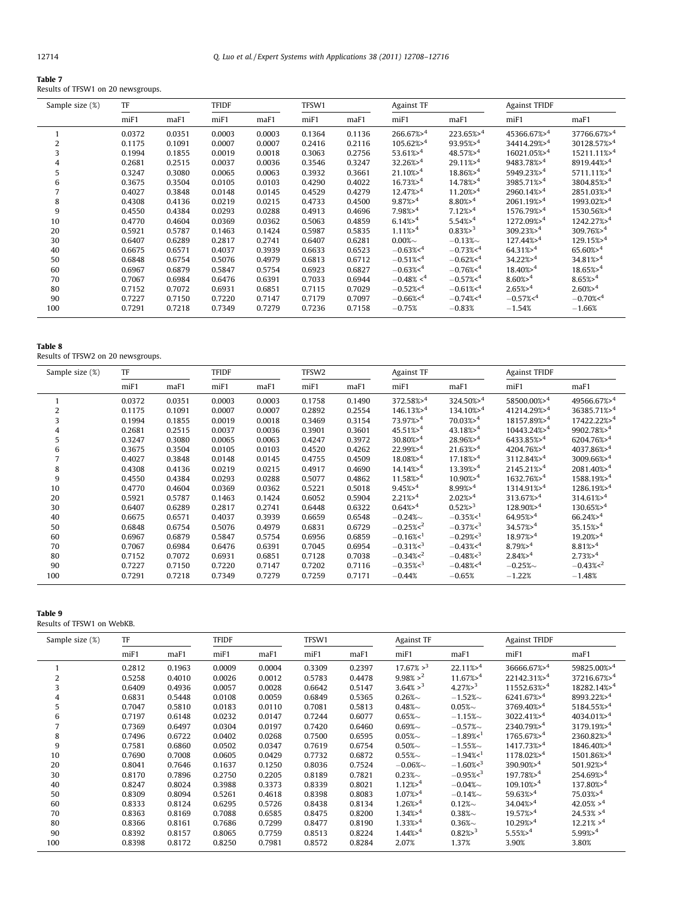**Table 7**
Results of TFSW1 on 20 newsgroups.

| Sample size (%) | TF | | TFIDF | | TFSW1 | | Against TF | | Against TFIDF | |
|---|---|---|---|---|---|---|---|---|---|---|
| | miF1 | maF1 | miF1 | maF1 | miF1 | maF1 | miF1 | maF1 | miF1 | maF1 |
| 1 | 0.0372 | 0.0351 | 0.0003 | 0.0003 | 0.1364 | 0.1136 | 266.67%>$^4$ | 223.65%>$^4$ | 45366.67%>$^4$ | 37766.67%>$^4$ |
| 2 | 0.1175 | 0.1091 | 0.0007 | 0.0007 | 0.2416 | 0.2116 | 105.62%>$^4$ | 93.95%>$^4$ | 34414.29%>$^4$ | 30128.57%>$^4$ |
| 3 | 0.1994 | 0.1855 | 0.0019 | 0.0018 | 0.3063 | 0.2756 | 53.61%>$^4$ | 48.57%>$^4$ | 16021.05%>$^4$ | 15211.11%>$^4$ |
| 4 | 0.2681 | 0.2515 | 0.0037 | 0.0036 | 0.3546 | 0.3247 | 32.26%>$^4$ | 29.11%>$^4$ | 9483.78%>$^4$ | 8919.44%>$^4$ |
| 5 | 0.3247 | 0.3080 | 0.0065 | 0.0063 | 0.3932 | 0.3661 | 21.10%>$^4$ | 18.86%>$^4$ | 5949.23%>$^4$ | 5711.11%>$^4$ |
| 6 | 0.3675 | 0.3504 | 0.0105 | 0.0103 | 0.4290 | 0.4022 | 16.73%>$^4$ | 14.78%>$^4$ | 3985.71%>$^4$ | 3804.85%>$^4$ |
| 7 | 0.4027 | 0.3848 | 0.0148 | 0.0145 | 0.4529 | 0.4279 | 12.47%>$^4$ | 11.20%>$^4$ | 2960.14%>$^4$ | 2851.03%>$^4$ |
| 8 | 0.4308 | 0.4136 | 0.0219 | 0.0215 | 0.4733 | 0.4500 | 9.87%>$^4$ | 8.80%>$^4$ | 2061.19%>$^4$ | 1993.02%>$^4$ |
| 9 | 0.4550 | 0.4384 | 0.0293 | 0.0288 | 0.4913 | 0.4696 | 7.98%>$^4$ | 7.12%>$^4$ | 1576.79%>$^4$ | 1530.56%>$^4$ |
| 10 | 0.4770 | 0.4604 | 0.0369 | 0.0362 | 0.5063 | 0.4859 | 6.14%>$^4$ | 5.54%>$^4$ | 1272.09%>$^4$ | 1242.27%>$^4$ |
| 20 | 0.5921 | 0.5787 | 0.1463 | 0.1424 | 0.5987 | 0.5835 | 1.11%>$^4$ | 0.83%>$^3$ | 309.23%>$^4$ | 309.76%>$^4$ |
| 30 | 0.6407 | 0.6289 | 0.2817 | 0.2741 | 0.6407 | 0.6281 | 0.00%~ | −0.13%~ | 127.44%>$^4$ | 129.15%>$^4$ |
| 40 | 0.6675 | 0.6571 | 0.4037 | 0.3939 | 0.6633 | 0.6523 | −0.63%<$^4$ | −0.73%<$^4$ | 64.31%>$^4$ | 65.60%>$^4$ |
| 50 | 0.6848 | 0.6754 | 0.5076 | 0.4979 | 0.6813 | 0.6712 | −0.51%<$^4$ | −0.62%<$^4$ | 34.22%>$^4$ | 34.81%>$^4$ |
| 60 | 0.6967 | 0.6879 | 0.5847 | 0.5754 | 0.6923 | 0.6827 | −0.63%<$^4$ | −0.76%<$^4$ | 18.40%>$^4$ | 18.65%>$^4$ |
| 70 | 0.7067 | 0.6984 | 0.6476 | 0.6391 | 0.7033 | 0.6944 | −0.48% <$^4$ | −0.57%<$^4$ | 8.60%>$^4$ | 8.65%>$^4$ |
| 80 | 0.7152 | 0.7072 | 0.6931 | 0.6851 | 0.7115 | 0.7029 | −0.52%<$^4$ | −0.61%<$^4$ | 2.65%>$^4$ | 2.60%>$^4$ |
| 90 | 0.7227 | 0.7150 | 0.7220 | 0.7147 | 0.7179 | 0.7097 | −0.66%<$^4$ | −0.74%<$^4$ | −0.57%<$^4$ | −0.70%<$^4$ |
| 100 | 0.7291 | 0.7218 | 0.7349 | 0.7279 | 0.7236 | 0.7158 | −0.75% | −0.83% | −1.54% | −1.66% |

**Table 8**
Results of TFSW2 on 20 newsgroups.

| Sample size (%) | TF | | TFIDF | | TFSW2 | | Against TF | | Against TFIDF | |
|---|---|---|---|---|---|---|---|---|---|---|
| | miF1 | maF1 | miF1 | maF1 | miF1 | maF1 | miF1 | maF1 | miF1 | maF1 |
| 1 | 0.0372 | 0.0351 | 0.0003 | 0.0003 | 0.1758 | 0.1490 | 372.58%>$^4$ | 324.50%>$^4$ | 58500.00%>$^4$ | 49566.67%>$^4$ |
| 2 | 0.1175 | 0.1091 | 0.0007 | 0.0007 | 0.2892 | 0.2554 | 146.13%>$^4$ | 134.10%>$^4$ | 41214.29%>$^4$ | 36385.71%>$^4$ |
| 3 | 0.1994 | 0.1855 | 0.0019 | 0.0018 | 0.3469 | 0.3154 | 73.97%>$^4$ | 70.03%>$^4$ | 18157.89%>$^4$ | 17422.22%>$^4$ |
| 4 | 0.2681 | 0.2515 | 0.0037 | 0.0036 | 0.3901 | 0.3601 | 45.51%>$^4$ | 43.18%>$^4$ | 10443.24%>$^4$ | 9902.78%>$^4$ |
| 5 | 0.3247 | 0.3080 | 0.0065 | 0.0063 | 0.4247 | 0.3972 | 30.80%>$^4$ | 28.96%>$^4$ | 6433.85%>$^4$ | 6204.76%>$^4$ |
| 6 | 0.3675 | 0.3504 | 0.0105 | 0.0103 | 0.4520 | 0.4262 | 22.99%>$^4$ | 21.63%>$^4$ | 4204.76%>$^4$ | 4037.86%>$^4$ |
| 7 | 0.4027 | 0.3848 | 0.0148 | 0.0145 | 0.4755 | 0.4509 | 18.08%>$^4$ | 17.18%>$^4$ | 3112.84%>$^4$ | 3009.66%>$^4$ |
| 8 | 0.4308 | 0.4136 | 0.0219 | 0.0215 | 0.4917 | 0.4690 | 14.14%>$^4$ | 13.39%>$^4$ | 2145.21%>$^4$ | 2081.40%>$^4$ |
| 9 | 0.4550 | 0.4384 | 0.0293 | 0.0288 | 0.5077 | 0.4862 | 11.58%>$^4$ | 10.90%>$^4$ | 1632.76%>$^4$ | 1588.19%>$^4$ |
| 10 | 0.4770 | 0.4604 | 0.0369 | 0.0362 | 0.5221 | 0.5018 | 9.45%>$^4$ | 8.99%>$^4$ | 1314.91%>$^4$ | 1286.19%>$^4$ |
| 20 | 0.5921 | 0.5787 | 0.1463 | 0.1424 | 0.6052 | 0.5904 | 2.21%>$^4$ | 2.02%>$^4$ | 313.67%>$^4$ | 314.61%>$^4$ |
| 30 | 0.6407 | 0.6289 | 0.2817 | 0.2741 | 0.6448 | 0.6322 | 0.64%>$^4$ | 0.52%>$^3$ | 128.90%>$^4$ | 130.65%>$^4$ |
| 40 | 0.6675 | 0.6571 | 0.4037 | 0.3939 | 0.6659 | 0.6548 | −0.24%~ | −0.35%<$^1$ | 64.95%>$^4$ | 66.24%>$^4$ |
| 50 | 0.6848 | 0.6754 | 0.5076 | 0.4979 | 0.6831 | 0.6729 | −0.25%<$^2$ | −0.37%<$^3$ | 34.57%>$^4$ | 35.15%>$^4$ |
| 60 | 0.6967 | 0.6879 | 0.5847 | 0.5754 | 0.6956 | 0.6859 | −0.16%<$^1$ | −0.29%<$^3$ | 18.97%>$^4$ | 19.20%>$^4$ |
| 70 | 0.7067 | 0.6984 | 0.6476 | 0.6391 | 0.7045 | 0.6954 | −0.31%<$^3$ | −0.43%<$^4$ | 8.79%>$^4$ | 8.81%>$^4$ |
| 80 | 0.7152 | 0.7072 | 0.6931 | 0.6851 | 0.7128 | 0.7038 | −0.34%<$^2$ | −0.48%<$^3$ | 2.84%>$^4$ | 2.73%>$^4$ |
| 90 | 0.7227 | 0.7150 | 0.7220 | 0.7147 | 0.7202 | 0.7116 | −0.35%<$^3$ | −0.48%<$^4$ | −0.25%~ | −0.43%<$^2$ |
| 100 | 0.7291 | 0.7218 | 0.7349 | 0.7279 | 0.7259 | 0.7171 | −0.44% | −0.65% | −1.22% | −1.48% |

**Table 9**
Results of TFSW1 on WebKB.

| Sample size (%) | TF | | TFIDF | | TFSW1 | | Against TF | | Against TFIDF | |
|---|---|---|---|---|---|---|---|---|---|---|
| | miF1 | maF1 | miF1 | maF1 | miF1 | maF1 | miF1 | maF1 | miF1 | maF1 |
| 1 | 0.2812 | 0.1963 | 0.0009 | 0.0004 | 0.3309 | 0.2397 | 17.67% >$^3$ | 22.11%>$^4$ | 36666.67%>$^4$ | 59825.00%>$^4$ |
| 2 | 0.5258 | 0.4010 | 0.0026 | 0.0012 | 0.5783 | 0.4478 | 9.98% >$^2$ | 11.67%>$^4$ | 22142.31%>$^4$ | 37216.67%>$^4$ |
| 3 | 0.6409 | 0.4936 | 0.0057 | 0.0028 | 0.6642 | 0.5147 | 3.64% >$^3$ | 4.27%>$^3$ | 11552.63%>$^4$ | 18282.14%>$^4$ |
| 4 | 0.6831 | 0.5448 | 0.0108 | 0.0059 | 0.6849 | 0.5365 | 0.26%~ | −1.52%~ | 6241.67%>$^4$ | 8993.22%>$^4$ |
| 5 | 0.7047 | 0.5810 | 0.0183 | 0.0110 | 0.7081 | 0.5813 | 0.48%~ | 0.05%~ | 3769.40%>$^4$ | 5184.55%>$^4$ |
| 6 | 0.7197 | 0.6148 | 0.0232 | 0.0147 | 0.7244 | 0.6077 | 0.65%~ | −1.15%~ | 3022.41%>$^4$ | 4034.01%>$^4$ |
| 7 | 0.7369 | 0.6497 | 0.0304 | 0.0197 | 0.7420 | 0.6460 | 0.69%~ | −0.57%~ | 2340.79%>$^4$ | 3179.19%>$^4$ |
| 8 | 0.7496 | 0.6722 | 0.0402 | 0.0268 | 0.7500 | 0.6595 | 0.05%~ | −1.89%<$^1$ | 1765.67%>$^4$ | 2360.82%>$^4$ |
| 9 | 0.7581 | 0.6860 | 0.0502 | 0.0347 | 0.7619 | 0.6754 | 0.50%~ | −1.55%~ | 1417.73%>$^4$ | 1846.40%>$^4$ |
| 10 | 0.7690 | 0.7008 | 0.0605 | 0.0429 | 0.7732 | 0.6872 | 0.55%~ | −1.94%<$^1$ | 1178.02%>$^4$ | 1501.86%>$^4$ |
| 20 | 0.8041 | 0.7646 | 0.1637 | 0.1250 | 0.8036 | 0.7524 | −0.06%~ | −1.60%<$^3$ | 390.90%>$^4$ | 501.92%>$^4$ |
| 30 | 0.8170 | 0.7896 | 0.2750 | 0.2205 | 0.8189 | 0.7821 | 0.23%~ | −0.95%<$^3$ | 197.78%>$^4$ | 254.69%>$^4$ |
| 40 | 0.8247 | 0.8024 | 0.3988 | 0.3373 | 0.8339 | 0.8021 | 1.12%>$^4$ | −0.04%~ | 109.10%>$^4$ | 137.80%>$^4$ |
| 50 | 0.8309 | 0.8094 | 0.5261 | 0.4618 | 0.8398 | 0.8083 | 1.07%>$^4$ | −0.14%~ | 59.63%>$^4$ | 75.03%>$^4$ |
| 60 | 0.8333 | 0.8124 | 0.6295 | 0.5726 | 0.8438 | 0.8134 | 1.26%>$^4$ | 0.12%~ | 34.04%>$^4$ | 42.05% >$^4$ |
| 70 | 0.8363 | 0.8169 | 0.7088 | 0.6585 | 0.8475 | 0.8200 | 1.34%>$^4$ | 0.38%~ | 19.57%>$^4$ | 24.53% >$^4$ |
| 80 | 0.8366 | 0.8161 | 0.7686 | 0.7299 | 0.8477 | 0.8190 | 1.33%>$^4$ | 0.36%~ | 10.29%>$^4$ | 12.21% >$^4$ |
| 90 | 0.8392 | 0.8157 | 0.8065 | 0.7759 | 0.8513 | 0.8224 | 1.44%>$^4$ | 0.82%>$^3$ | 5.55%>$^4$ | 5.99%>$^4$ |
| 100 | 0.8398 | 0.8172 | 0.8250 | 0.7981 | 0.8572 | 0.8284 | 2.07% | 1.37% | 3.90% | 3.80% |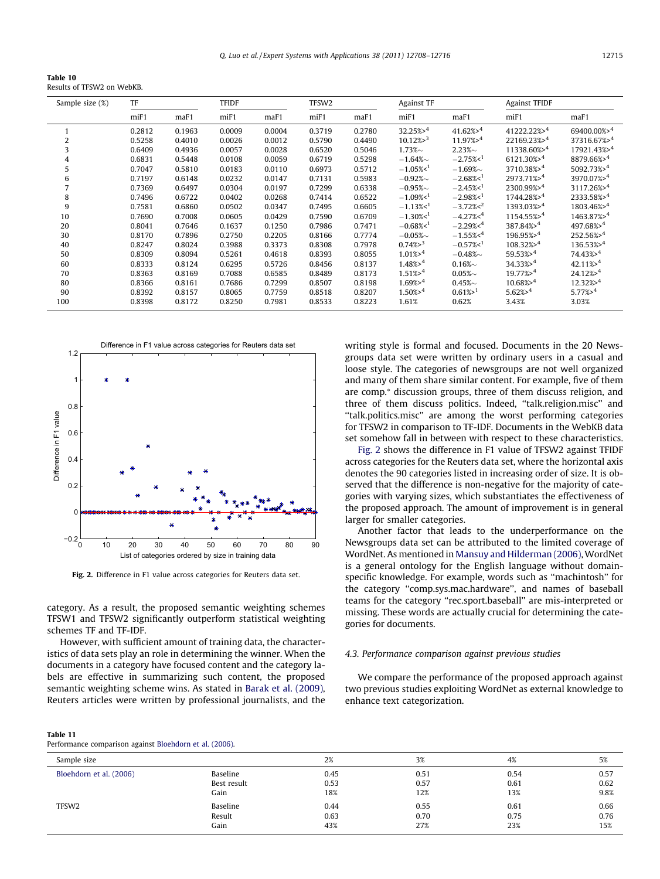**Table 10**
Results of TFSW2 on WebKB.

| Sample size (%) | TF | | TFIDF | | TFSW2 | | Against TF | | Against TFIDF | |
|---|---|---|---|---|---|---|---|---|---|---|
| | miF1 | maF1 | miF1 | maF1 | miF1 | maF1 | miF1 | maF1 | miF1 | maF1 |
| 1 | 0.2812 | 0.1963 | 0.0009 | 0.0004 | 0.3719 | 0.2780 | 32.25%>[4] | 41.62%>[4] | 41222.22%>[4] | 69400.00%>[4] |
| 2 | 0.5258 | 0.4010 | 0.0026 | 0.0012 | 0.5790 | 0.4490 | 10.12%>[3] | 11.97%>[4] | 22169.23%>[4] | 37316.67%>[4] |
| 3 | 0.6409 | 0.4936 | 0.0057 | 0.0028 | 0.6520 | 0.5046 | 1.73%∼ | 2.23%∼ | 11338.60%>[4] | 17921.43%>[4] |
| 4 | 0.6831 | 0.5448 | 0.0108 | 0.0059 | 0.6719 | 0.5298 | −1.64%∼ | −2.75%<[1] | 6121.30%>[4] | 8879.66%>[4] |
| 5 | 0.7047 | 0.5810 | 0.0183 | 0.0110 | 0.6973 | 0.5712 | −1.05%<[1] | −1.69%∼ | 3710.38%>[4] | 5092.73%>[4] |
| 6 | 0.7197 | 0.6148 | 0.0232 | 0.0147 | 0.7131 | 0.5983 | −0.92%∼ | −2.68%<[1] | 2973.71%>[4] | 3970.07%>[4] |
| 7 | 0.7369 | 0.6497 | 0.0304 | 0.0197 | 0.7299 | 0.6338 | −0.95%∼ | −2.45%<[1] | 2300.99%>[4] | 3117.26%>[4] |
| 8 | 0.7496 | 0.6722 | 0.0402 | 0.0268 | 0.7414 | 0.6522 | −1.09%<[1] | −2.98%<[1] | 1744.28%>[4] | 2333.58%>[4] |
| 9 | 0.7581 | 0.6860 | 0.0502 | 0.0347 | 0.7495 | 0.6605 | −1.13%<[1] | −3.72%<[2] | 1393.03%>[4] | 1803.46%>[4] |
| 10 | 0.7690 | 0.7008 | 0.0605 | 0.0429 | 0.7590 | 0.6709 | −1.30%<[1] | −4.27%<[4] | 1154.55%>[4] | 1463.87%>[4] |
| 20 | 0.8041 | 0.7646 | 0.1637 | 0.1250 | 0.7986 | 0.7471 | −0.68%<[1] | −2.29%<[4] | 387.84%>[4] | 497.68%>[4] |
| 30 | 0.8170 | 0.7896 | 0.2750 | 0.2205 | 0.8166 | 0.7774 | −0.05%∼ | −1.55%<[4] | 196.95%>[4] | 252.56%>[4] |
| 40 | 0.8247 | 0.8024 | 0.3988 | 0.3373 | 0.8308 | 0.7978 | 0.74%>[3] | −0.57%<[1] | 108.32%>[4] | 136.53%>[4] |
| 50 | 0.8309 | 0.8094 | 0.5261 | 0.4618 | 0.8393 | 0.8055 | 1.01%>[4] | −0.48%∼ | 59.53%>[4] | 74.43%>[4] |
| 60 | 0.8333 | 0.8124 | 0.6295 | 0.5726 | 0.8456 | 0.8137 | 1.48%>[4] | 0.16%∼ | 34.33%>[4] | 42.11%>[4] |
| 70 | 0.8363 | 0.8169 | 0.7088 | 0.6585 | 0.8489 | 0.8173 | 1.51%>[4] | 0.05%∼ | 19.77%>[4] | 24.12%>[4] |
| 80 | 0.8366 | 0.8161 | 0.7686 | 0.7299 | 0.8507 | 0.8198 | 1.69%>[4] | 0.45%∼ | 10.68%>[4] | 12.32%>[4] |
| 90 | 0.8392 | 0.8157 | 0.8065 | 0.7759 | 0.8518 | 0.8207 | 1.50%>[4] | 0.61%>[1] | 5.62%>[4] | 5.77%>[4] |
| 100 | 0.8398 | 0.8172 | 0.8250 | 0.7981 | 0.8533 | 0.8223 | 1.61% | 0.62% | 3.43% | 3.03% |

**Fig. 2.** Difference in F1 value across categories for Reuters data set.

category. As a result, the proposed semantic weighting schemes TFSW1 and TFSW2 significantly outperform statistical weighting schemes TF and TF-IDF.

However, with sufficient amount of training data, the characteristics of data sets play an role in determining the winner. When the documents in a category have focused content and the category labels are effective in summarizing such content, the proposed semantic weighting scheme wins. As stated in Barak et al. (2009), Reuters articles were written by professional journalists, and the writing style is formal and focused. Documents in the 20 Newsgroups data set were written by ordinary users in a casual and loose style. The categories of newsgroups are not well organized and many of them share similar content. For example, five of them are comp.* discussion groups, three of them discuss religion, and three of them discuss politics. Indeed, "talk.religion.misc" and "talk.politics.misc" are among the worst performing categories for TFSW2 in comparison to TF-IDF. Documents in the WebKB data set somehow fall in between with respect to these characteristics.

Fig. 2 shows the difference in F1 value of TFSW2 against TFIDF across categories for the Reuters data set, where the horizontal axis denotes the 90 categories listed in increasing order of size. It is observed that the difference is non-negative for the majority of categories with varying sizes, which substantiates the effectiveness of the proposed approach. The amount of improvement is in general larger for smaller categories.

Another factor that leads to the underperformance on the Newsgroups data set can be attributed to the limited coverage of WordNet. As mentioned in Mansuy and Hilderman (2006), WordNet is a general ontology for the English language without domain-specific knowledge. For example, words such as "machintosh" for the category "comp.sys.mac.hardware", and names of baseball teams for the category "rec.sport.baseball" are mis-interpreted or missing. These words are actually crucial for determining the categories for documents.

### 4.3. Performance comparison against previous studies

We compare the performance of the proposed approach against two previous studies exploiting WordNet as external knowledge to enhance text categorization.

**Table 11**
Performance comparison against Bloehdorn et al. (2006).

| Sample size | | 2% | 3% | 4% | 5% |
|---|---|---|---|---|---|
| Bloehdorn et al. (2006) | Baseline | 0.45 | 0.51 | 0.54 | 0.57 |
| | Best result | 0.53 | 0.57 | 0.61 | 0.62 |
| | Gain | 18% | 12% | 13% | 9.8% |
| TFSW2 | Baseline | 0.44 | 0.55 | 0.61 | 0.66 |
| | Result | 0.63 | 0.70 | 0.75 | 0.76 |
| | Gain | 43% | 27% | 23% | 15% |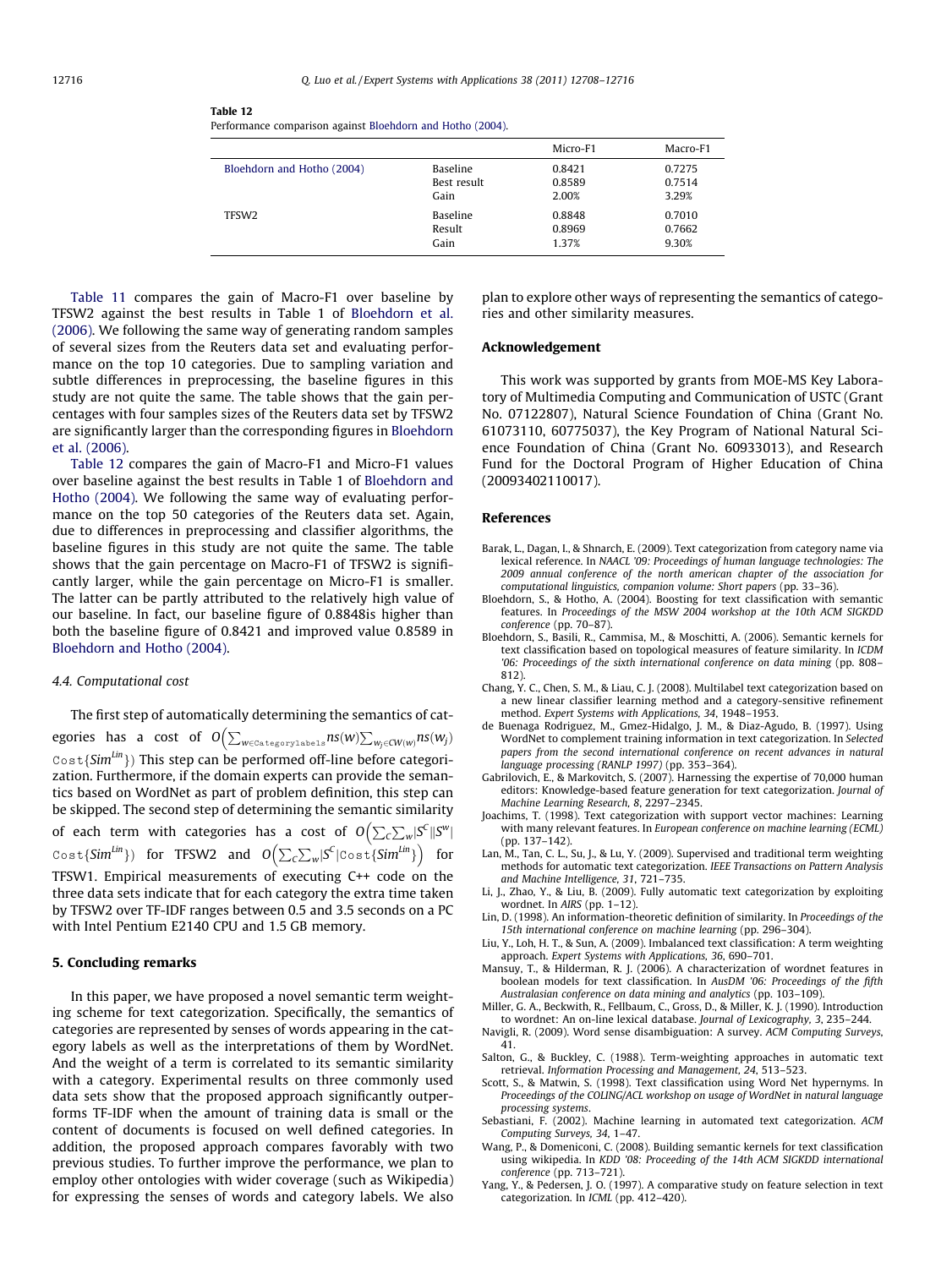**Table 12**
Performance comparison against Bloehdorn and Hotho (2004).

| | | Micro-F1 | Macro-F1 |
|---|---|---|---|
| Bloehdorn and Hotho (2004) | Baseline | 0.8421 | 0.7275 |
| | Best result | 0.8589 | 0.7514 |
| | Gain | 2.00% | 3.29% |
| TFSW2 | Baseline | 0.8848 | 0.7010 |
| | Result | 0.8969 | 0.7662 |
| | Gain | 1.37% | 9.30% |

Table 11 compares the gain of Macro-F1 over baseline by TFSW2 against the best results in Table 1 of Bloehdorn et al. (2006). We following the same way of generating random samples of several sizes from the Reuters data set and evaluating performance on the top 10 categories. Due to sampling variation and subtle differences in preprocessing, the baseline figures in this study are not quite the same. The table shows that the gain percentages with four samples sizes of the Reuters data set by TFSW2 are significantly larger than the corresponding figures in Bloehdorn et al. (2006).

Table 12 compares the gain of Macro-F1 and Micro-F1 values over baseline against the best results in Table 1 of Bloehdorn and Hotho (2004). We following the same way of evaluating performance on the top 50 categories of the Reuters data set. Again, due to differences in preprocessing and classifier algorithms, the baseline figures in this study are not quite the same. The table shows that the gain percentage on Macro-F1 of TFSW2 is significantly larger, while the gain percentage on Micro-F1 is smaller. The latter can be partly attributed to the relatively high value of our baseline. In fact, our baseline figure of 0.8848is higher than both the baseline figure of 0.8421 and improved value 0.8589 in Bloehdorn and Hotho (2004).

### 4.4. Computational cost

The first step of automatically determining the semantics of categories has a cost of $O\left(\sum_{w \in \mathtt{Categorylabels}} ns(w) \sum_{w_j \in CW(w)} ns(w_j)\right.$ $\left.\mathtt{Cost}\{Sim^{Lin}\}\right)$ This step can be performed off-line before categorization. Furthermore, if the domain experts can provide the semantics based on WordNet as part of problem definition, this step can be skipped. The second step of determining the semantic similarity of each term with categories has a cost of $O\left(\sum_c \sum_w |S^c||S^w|\right.$ $\left.\mathtt{Cost}\{Sim^{Lin}\}\right)$ for TFSW2 and $O\left(\sum_c \sum_w |S^c| \mathtt{Cost}\{Sim^{Lin}\}\right)$ for TFSW1. Empirical measurements of executing C++ code on the three data sets indicate that for each category the extra time taken by TFSW2 over TF-IDF ranges between 0.5 and 3.5 seconds on a PC with Intel Pentium E2140 CPU and 1.5 GB memory.

## 5. Concluding remarks

In this paper, we have proposed a novel semantic term weighting scheme for text categorization. Specifically, the semantics of categories are represented by senses of words appearing in the category labels as well as the interpretations of them by WordNet. And the weight of a term is correlated to its semantic similarity with a category. Experimental results on three commonly used data sets show that the proposed approach significantly outperforms TF-IDF when the amount of training data is small or the content of documents is focused on well defined categories. In addition, the proposed approach compares favorably with two previous studies. To further improve the performance, we plan to employ other ontologies with wider coverage (such as Wikipedia) for expressing the senses of words and category labels. We also plan to explore other ways of representing the semantics of categories and other similarity measures.

## Acknowledgement

This work was supported by grants from MOE-MS Key Laboratory of Multimedia Computing and Communication of USTC (Grant No. 07122807), Natural Science Foundation of China (Grant No. 61073110, 60775037), the Key Program of National Natural Science Foundation of China (Grant No. 60933013), and Research Fund for the Doctoral Program of Higher Education of China (20093402110017).

## References

Barak, L., Dagan, I., & Shnarch, E. (2009). Text categorization from category name via lexical reference. In *NAACL '09: Proceedings of human language technologies: The 2009 annual conference of the north american chapter of the association for computational linguistics, companion volume: Short papers* (pp. 33–36).

Bloehdorn, S., & Hotho, A. (2004). Boosting for text classification with semantic features. In *Proceedings of the MSW 2004 workshop at the 10th ACM SIGKDD conference* (pp. 70–87).

Bloehdorn, S., Basili, R., Cammisa, M., & Moschitti, A. (2006). Semantic kernels for text classification based on topological measures of feature similarity. In *ICDM '06: Proceedings of the sixth international conference on data mining* (pp. 808–812).

Chang, Y. C., Chen, S. M., & Liau, C. J. (2008). Multilabel text categorization based on a new linear classifier learning method and a category-sensitive refinement method. *Expert Systems with Applications, 34*, 1948–1953.

de Buenaga Rodriguez, M., Gmez-Hidalgo, J. M., & Diaz-Agudo, B. (1997). Using WordNet to complement training information in text categorization. In *Selected papers from the second international conference on recent advances in natural language processing (RANLP 1997)* (pp. 353–364).

Gabrilovich, E., & Markovitch, S. (2007). Harnessing the expertise of 70,000 human editors: Knowledge-based feature generation for text categorization. *Journal of Machine Learning Research, 8*, 2297–2345.

Joachims, T. (1998). Text categorization with support vector machines: Learning with many relevant features. In *European conference on machine learning (ECML)* (pp. 137–142).

Lan, M., Tan, C. L., Su, J., & Lu, Y. (2009). Supervised and traditional term weighting methods for automatic text categorization. *IEEE Transactions on Pattern Analysis and Machine Intelligence, 31*, 721–735.

Li, J., Zhao, Y., & Liu, B. (2009). Fully automatic text categorization by exploiting wordnet. In *AIRS* (pp. 1–12).

Lin, D. (1998). An information-theoretic definition of similarity. In *Proceedings of the 15th international conference on machine learning* (pp. 296–304).

Liu, Y., Loh, H. T., & Sun, A. (2009). Imbalanced text classification: A term weighting approach. *Expert Systems with Applications, 36*, 690–701.

Mansuy, T., & Hilderman, R. J. (2006). A characterization of wordnet features in boolean models for text classification. In *AusDM '06: Proceedings of the fifth Australasian conference on data mining and analytics* (pp. 103–109).

Miller, G. A., Beckwith, R., Fellbaum, C., Gross, D., & Miller, K. J. (1990). Introduction to wordnet: An on-line lexical database. *Journal of Lexicography, 3*, 235–244.

Navigli, R. (2009). Word sense disambiguation: A survey. *ACM Computing Surveys, 41*.

Salton, G., & Buckley, C. (1988). Term-weighting approaches in automatic text retrieval. *Information Processing and Management, 24*, 513–523.

Scott, S., & Matwin, S. (1998). Text classification using Word Net hypernyms. In *Proceedings of the COLING/ACL workshop on usage of WordNet in natural language processing systems*.

Sebastiani, F. (2002). Machine learning in automated text categorization. *ACM Computing Surveys, 34*, 1–47.

Wang, P., & Domeniconi, C. (2008). Building semantic kernels for text classification using wikipedia. In *KDD '08: Proceeding of the 14th ACM SIGKDD international conference* (pp. 713–721).

Yang, Y., & Pedersen, J. O. (1997). A comparative study on feature selection in text categorization. In *ICML* (pp. 412–420).